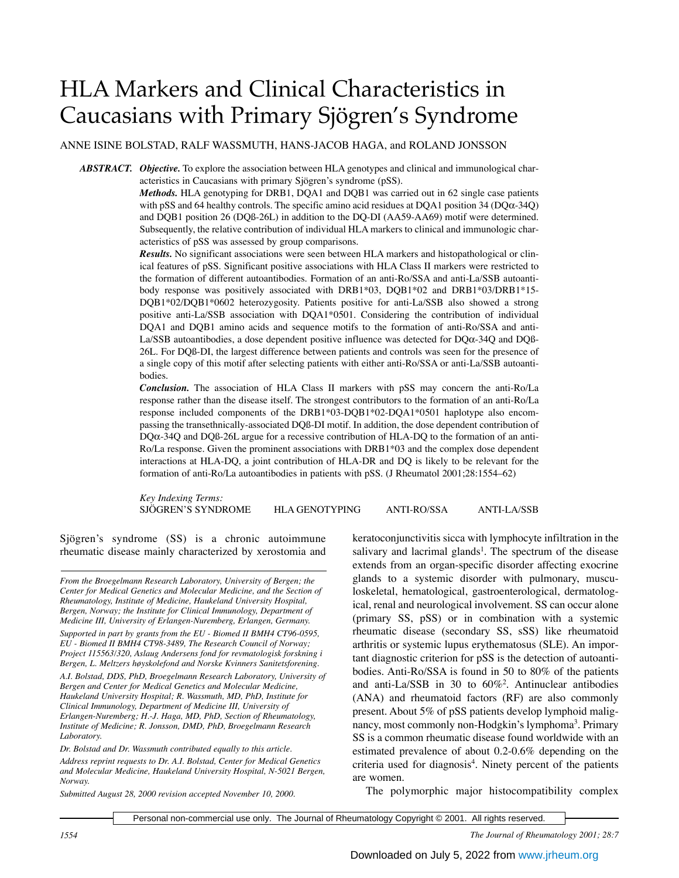# HLA Markers and Clinical Characteristics in Caucasians with Primary Sjögren's Syndrome

ANNE ISINE BOLSTAD, RALF WASSMUTH, HANS-JACOB HAGA, and ROLAND JONSSON

***ABSTRACT.*** ***Objective.*** To explore the association between HLA genotypes and clinical and immunological characteristics in Caucasians with primary Sjögren's syndrome (pSS).

***Methods.*** HLA genotyping for DRB1, DQA1 and DQB1 was carried out in 62 single case patients with pSS and 64 healthy controls. The specific amino acid residues at DQA1 position 34 (DQα-34Q) and DQB1 position 26 (DQß-26L) in addition to the DQ-DI (AA59-AA69) motif were determined. Subsequently, the relative contribution of individual HLA markers to clinical and immunologic characteristics of pSS was assessed by group comparisons.

***Results.*** No significant associations were seen between HLA markers and histopathological or clinical features of pSS. Significant positive associations with HLA Class II markers were restricted to the formation of different autoantibodies. Formation of an anti-Ro/SSA and anti-La/SSB autoantibody response was positively associated with DRB1*03, DQB1*02 and DRB1*03/DRB1*15-DQB1*02/DQB1*0602 heterozygosity. Patients positive for anti-La/SSB also showed a strong positive anti-La/SSB association with DQA1*0501. Considering the contribution of individual DQA1 and DQB1 amino acids and sequence motifs to the formation of anti-Ro/SSA and anti-La/SSB autoantibodies, a dose dependent positive influence was detected for DQα-34Q and DQß-26L. For DQß-DI, the largest difference between patients and controls was seen for the presence of a single copy of this motif after selecting patients with either anti-Ro/SSA or anti-La/SSB autoantibodies.

***Conclusion.*** The association of HLA Class II markers with pSS may concern the anti-Ro/La response rather than the disease itself. The strongest contributors to the formation of an anti-Ro/La response included components of the DRB1*03-DQB1*02-DQA1*0501 haplotype also encompassing the transethnically-associated DQß-DI motif. In addition, the dose dependent contribution of DQα-34Q and DQß-26L argue for a recessive contribution of HLA-DQ to the formation of an anti-Ro/La response. Given the prominent associations with DRB1*03 and the complex dose dependent interactions at HLA-DQ, a joint contribution of HLA-DR and DQ is likely to be relevant for the formation of anti-Ro/La autoantibodies in patients with pSS. (J Rheumatol 2001;28:1554–62)

*Key Indexing Terms:*
SJÖGREN'S SYNDROME HLA GENOTYPING ANTI-RO/SSA ANTI-LA/SSB

Sjögren's syndrome (SS) is a chronic autoimmune rheumatic disease mainly characterized by xerostomia and keratoconjunctivitis sicca with lymphocyte infiltration in the salivary and lacrimal glands[1]. The spectrum of the disease extends from an organ-specific disorder affecting exocrine glands to a systemic disorder with pulmonary, musculoskeletal, hematological, gastroenterological, dermatological, renal and neurological involvement. SS can occur alone (primary SS, pSS) or in combination with a systemic rheumatic disease (secondary SS, sSS) like rheumatoid arthritis or systemic lupus erythematosus (SLE). An important diagnostic criterion for pSS is the detection of autoantibodies. Anti-Ro/SSA is found in 50 to 80% of the patients and anti-La/SSB in 30 to 60%[2]. Antinuclear antibodies (ANA) and rheumatoid factors (RF) are also commonly present. About 5% of pSS patients develop lymphoid malignancy, most commonly non-Hodgkin's lymphoma[3]. Primary SS is a common rheumatic disease found worldwide with an estimated prevalence of about 0.2-0.6% depending on the criteria used for diagnosis[4]. Ninety percent of the patients are women.

The polymorphic major histocompatibility complex

*From the Broegelmann Research Laboratory, University of Bergen; the Center for Medical Genetics and Molecular Medicine, and the Section of Rheumatology, Institute of Medicine, Haukeland University Hospital, Bergen, Norway; the Institute for Clinical Immunology, Department of Medicine III, University of Erlangen-Nuremberg, Erlangen, Germany.*

*Supported in part by grants from the EU - Biomed II BMH4 CT96-0595, EU - Biomed II BMH4 CT98-3489, The Research Council of Norway; Project 115563/320, Aslaug Andersens fond for revmatologisk forskning i Bergen, L. Meltzers høyskolefond and Norske Kvinners Sanitetsforening.*

*A.I. Bolstad, DDS, PhD, Broegelmann Research Laboratory, University of Bergen and Center for Medical Genetics and Molecular Medicine, Haukeland University Hospital; R. Wassmuth, MD, PhD, Institute for Clinical Immunology, Department of Medicine III, University of Erlangen-Nuremberg; H.-J. Haga, MD, PhD, Section of Rheumatology, Institute of Medicine; R. Jonsson, DMD, PhD, Broegelmann Research Laboratory.*

*Dr. Bolstad and Dr. Wassmuth contributed equally to this article.*

*Address reprint requests to Dr. A.I. Bolstad, Center for Medical Genetics and Molecular Medicine, Haukeland University Hospital, N-5021 Bergen, Norway.*

*Submitted August 28, 2000 revision accepted November 10, 2000.*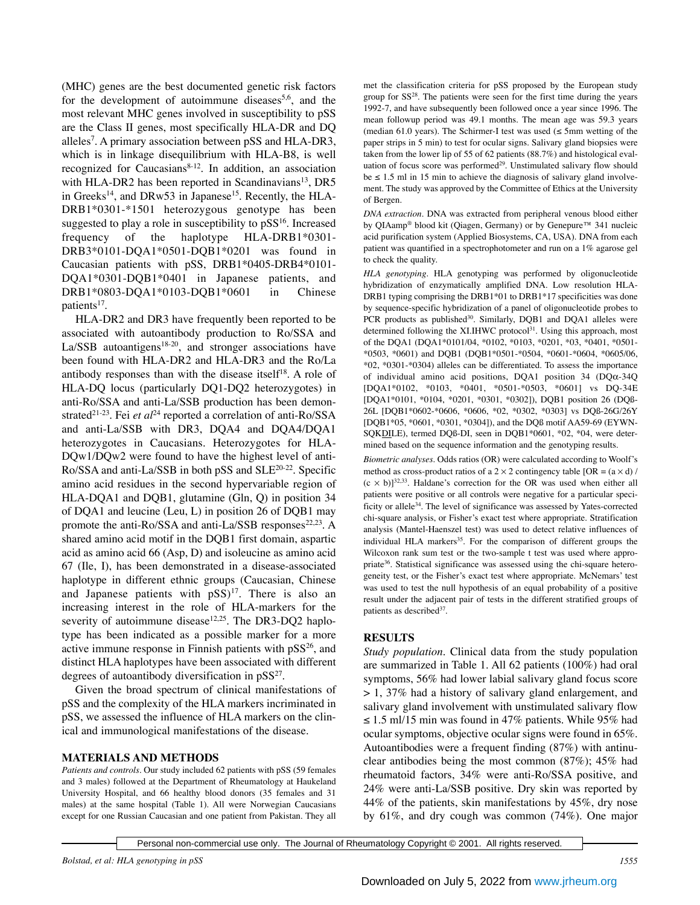(MHC) genes are the best documented genetic risk factors for the development of autoimmune diseases[5,6], and the most relevant MHC genes involved in susceptibility to pSS are the Class II genes, most specifically HLA-DR and DQ alleles[7]. A primary association between pSS and HLA-DR3, which is in linkage disequilibrium with HLA-B8, is well recognized for Caucasians[8-12]. In addition, an association with HLA-DR2 has been reported in Scandinavians[13], DR5 in Greeks[14], and DRw53 in Japanese[15]. Recently, the HLA-DRB1*0301-*1501 heterozygous genotype has been suggested to play a role in susceptibility to pSS[16]. Increased frequency of the haplotype HLA-DRB1*0301-DRB3*0101-DQA1*0501-DQB1*0201 was found in Caucasian patients with pSS, DRB1*0405-DRB4*0101-DQA1*0301-DQB1*0401 in Japanese patients, and DRB1*0803-DQA1*0103-DQB1*0601 in Chinese patients[17].

HLA-DR2 and DR3 have frequently been reported to be associated with autoantibody production to Ro/SSA and La/SSB autoantigens[18-20], and stronger associations have been found with HLA-DR2 and HLA-DR3 and the Ro/La antibody responses than with the disease itself[18]. A role of HLA-DQ locus (particularly DQ1-DQ2 heterozygotes) in anti-Ro/SSA and anti-La/SSB production has been demonstrated[21-23]. Fei *et al*[24] reported a correlation of anti-Ro/SSA and anti-La/SSB with DR3, DQA4 and DQA4/DQA1 heterozygotes in Caucasians. Heterozygotes for HLA-DQw1/DQw2 were found to have the highest level of anti-Ro/SSA and anti-La/SSB in both pSS and SLE[20-22]. Specific amino acid residues in the second hypervariable region of HLA-DQA1 and DQB1, glutamine (Gln, Q) in position 34 of DQA1 and leucine (Leu, L) in position 26 of DQB1 may promote the anti-Ro/SSA and anti-La/SSB responses[22,23]. A shared amino acid motif in the DQB1 first domain, aspartic acid as amino acid 66 (Asp, D) and isoleucine as amino acid 67 (Ile, I), has been demonstrated in a disease-associated haplotype in different ethnic groups (Caucasian, Chinese and Japanese patients with pSS)[17]. There is also an increasing interest in the role of HLA-markers for the severity of autoimmune disease[12,25]. The DR3-DQ2 haplotype has been indicated as a possible marker for a more active immune response in Finnish patients with pSS[26], and distinct HLA haplotypes have been associated with different degrees of autoantibody diversification in pSS[27].

Given the broad spectrum of clinical manifestations of pSS and the complexity of the HLA markers incriminated in pSS, we assessed the influence of HLA markers on the clinical and immunological manifestations of the disease.

## MATERIALS AND METHODS

*Patients and controls*. Our study included 62 patients with pSS (59 females and 3 males) followed at the Department of Rheumatology at Haukeland University Hospital, and 66 healthy blood donors (35 females and 31 males) at the same hospital (Table 1). All were Norwegian Caucasians except for one Russian Caucasian and one patient from Pakistan. They all met the classification criteria for pSS proposed by the European study group for SS[28]. The patients were seen for the first time during the years 1992-7, and have subsequently been followed once a year since 1996. The mean followup period was 49.1 months. The mean age was 59.3 years (median 61.0 years). The Schirmer-I test was used (≤ 5mm wetting of the paper strips in 5 min) to test for ocular signs. Salivary gland biopsies were taken from the lower lip of 55 of 62 patients (88.7%) and histological evaluation of focus score was performed[29]. Unstimulated salivary flow should be ≤ 1.5 ml in 15 min to achieve the diagnosis of salivary gland involvement. The study was approved by the Committee of Ethics at the University of Bergen.

*DNA extraction*. DNA was extracted from peripheral venous blood either by QIAamp® blood kit (Qiagen, Germany) or by Genepure™ 341 nucleic acid purification system (Applied Biosystems, CA, USA). DNA from each patient was quantified in a spectrophotometer and run on a 1% agarose gel to check the quality.

*HLA genotyping*. HLA genotyping was performed by oligonucleotide hybridization of enzymatically amplified DNA. Low resolution HLA-DRB1 typing comprising the DRB1*01 to DRB1*17 specificities was done by sequence-specific hybridization of a panel of oligonucleotide probes to PCR products as published[30]. Similarly, DQB1 and DQA1 alleles were determined following the XI.IHWC protocol[31]. Using this approach, most of the DQA1 (DQA1*0101/04, *0102, *0103, *0201, *03, *0401, *0501-*0503, *0601) and DQB1 (DQB1*0501-*0504, *0601-*0604, *0605/06, *02, *0301-*0304) alleles can be differentiated. To assess the importance of individual amino acid positions, DQA1 position 34 (DQα-34Q [DQA1*0102, *0103, *0401, *0501-*0503, *0601] vs DQ-34E [DQA1*0101, *0104, *0201, *0301, *0302]), DQB1 position 26 (DQß-26L [DQB1*0602-*0606, *0606, *02, *0302, *0303] vs DQß-26G/26Y [DQB1*05, *0601, *0301, *0304]), and the DQß motif AA59-69 (EYWN-SQKDILE), termed DQß-DI, seen in DQB1*0601, *02, *04, were determined based on the sequence information and the genotyping results.

*Biometric analyses*. Odds ratios (OR) were calculated according to Woolf's method as cross-product ratios of a 2 × 2 contingency table [$OR = (a \times d) / (c \times b)$][32,33]. Haldane's correction for the OR was used when either all patients were positive or all controls were negative for a particular specificity or allele[34]. The level of significance was assessed by Yates-corrected chi-square analysis, or Fisher's exact test where appropriate. Stratification analysis (Mantel-Haenszel test) was used to detect relative influences of individual HLA markers[35]. For the comparison of different groups the Wilcoxon rank sum test or the two-sample t test was used where appropriate[36]. Statistical significance was assessed using the chi-square heterogeneity test, or the Fisher's exact test where appropriate. McNemars' test was used to test the null hypothesis of an equal probability of a positive result under the adjacent pair of tests in the different stratified groups of patients as described[37].

## RESULTS

*Study population*. Clinical data from the study population are summarized in Table 1. All 62 patients (100%) had oral symptoms, 56% had lower labial salivary gland focus score > 1, 37% had a history of salivary gland enlargement, and salivary gland involvement with unstimulated salivary flow ≤ 1.5 ml/15 min was found in 47% patients. While 95% had ocular symptoms, objective ocular signs were found in 65%. Autoantibodies were a frequent finding (87%) with antinuclear antibodies being the most common (87%); 45% had rheumatoid factors, 34% were anti-Ro/SSA positive, and 24% were anti-La/SSB positive. Dry skin was reported by 44% of the patients, skin manifestations by 45%, dry nose by 61%, and dry cough was common (74%). One major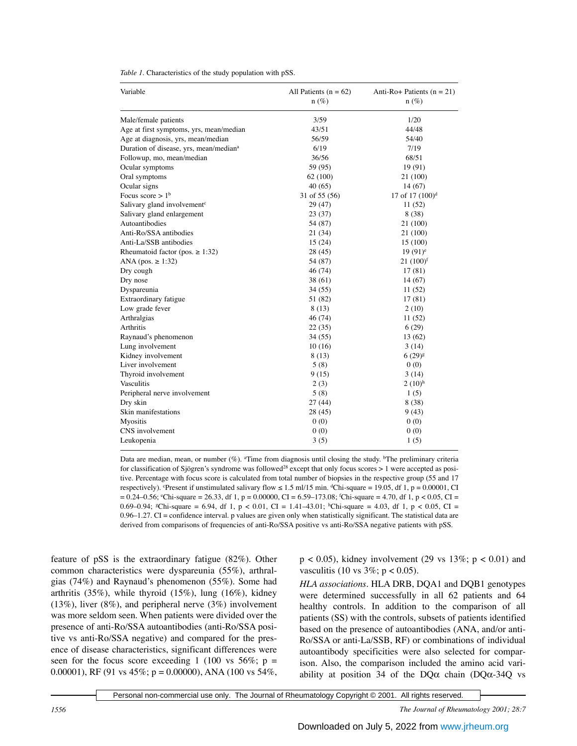*Table 1*. Characteristics of the study population with pSS.

| Variable | All Patients (n = 62) n (%) | Anti-Ro+ Patients (n = 21) n (%) |
|---|---|---|
| Male/female patients | 3/59 | 1/20 |
| Age at first symptoms, yrs, mean/median | 43/51 | 44/48 |
| Age at diagnosis, yrs, mean/median | 56/59 | 54/40 |
| Duration of disease, yrs, mean/median[a] | 6/19 | 7/19 |
| Followup, mo, mean/median | 36/56 | 68/51 |
| Ocular symptoms | 59 (95) | 19 (91) |
| Oral symptoms | 62 (100) | 21 (100) |
| Ocular signs | 40 (65) | 14 (67) |
| Focus score > 1[b] | 31 of 55 (56) | 17 of 17 (100)[d] |
| Salivary gland involvement[c] | 29 (47) | 11 (52) |
| Salivary gland enlargement | 23 (37) | 8 (38) |
| Autoantibodies | 54 (87) | 21 (100) |
| Anti-Ro/SSA antibodies | 21 (34) | 21 (100) |
| Anti-La/SSB antibodies | 15 (24) | 15 (100) |
| Rheumatoid factor (pos. ≥ 1:32) | 28 (45) | 19 (91)[e] |
| ANA (pos. ≥ 1:32) | 54 (87) | 21 (100)[f] |
| Dry cough | 46 (74) | 17 (81) |
| Dry nose | 38 (61) | 14 (67) |
| Dyspareunia | 34 (55) | 11 (52) |
| Extraordinary fatigue | 51 (82) | 17 (81) |
| Low grade fever | 8 (13) | 2 (10) |
| Arthralgias | 46 (74) | 11 (52) |
| Arthritis | 22 (35) | 6 (29) |
| Raynaud's phenomenon | 34 (55) | 13 (62) |
| Lung involvement | 10 (16) | 3 (14) |
| Kidney involvement | 8 (13) | 6 (29)[g] |
| Liver involvement | 5 (8) | 0 (0) |
| Thyroid involvement | 9 (15) | 3 (14) |
| Vasculitis | 2 (3) | 2 (10)[h] |
| Peripheral nerve involvement | 5 (8) | 1 (5) |
| Dry skin | 27 (44) | 8 (38) |
| Skin manifestations | 28 (45) | 9 (43) |
| Myositis | 0 (0) | 0 (0) |
| CNS involvement | 0 (0) | 0 (0) |
| Leukopenia | 3 (5) | 1 (5) |

Data are median, mean, or number (%). [a]Time from diagnosis until closing the study. [b]The preliminary criteria for classification of Sjögren's syndrome was followed[28] except that only focus scores > 1 were accepted as positive. Percentage with focus score is calculated from total number of biopsies in the respective group (55 and 17 respectively). [c]Present if unstimulated salivary flow ≤ 1.5 ml/15 min. [d]Chi-square = 19.05, df 1, p = 0.00001, CI = 0.24–0.56; [e]Chi-square = 26.33, df 1, p = 0.00000, CI = 6.59–173.08; [f]Chi-square = 4.70, df 1, p < 0.05, CI = 0.69–0.94; [g]Chi-square = 6.94, df 1, p < 0.01, CI = 1.41–43.01; [h]Chi-square = 4.03, df 1, p < 0.05, CI = 0.96–1.27. CI = confidence interval. p values are given only when statistically significant. The statistical data are derived from comparisons of frequencies of anti-Ro/SSA positive vs anti-Ro/SSA negative patients with pSS.

feature of pSS is the extraordinary fatigue (82%). Other common characteristics were dyspareunia (55%), arthralgias (74%) and Raynaud's phenomenon (55%). Some had arthritis (35%), while thyroid (15%), lung (16%), kidney (13%), liver (8%), and peripheral nerve (3%) involvement was more seldom seen. When patients were divided over the presence of anti-Ro/SSA autoantibodies (anti-Ro/SSA positive vs anti-Ro/SSA negative) and compared for the presence of disease characteristics, significant differences were seen for the focus score exceeding 1 (100 vs 56%; p = 0.00001), RF (91 vs 45%; p = 0.00000), ANA (100 vs 54%, p < 0.05), kidney involvement (29 vs 13%; p < 0.01) and vasculitis (10 vs 3%; p < 0.05).

*HLA associations*. HLA DRB, DQA1 and DQB1 genotypes were determined successfully in all 62 patients and 64 healthy controls. In addition to the comparison of all patients (SS) with the controls, subsets of patients identified based on the presence of autoantibodies (ANA, and/or anti-Ro/SSA or anti-La/SSB, RF) or combinations of individual autoantibody specificities were also selected for comparison. Also, the comparison included the amino acid variability at position 34 of the DQα chain (DQα-34Q vs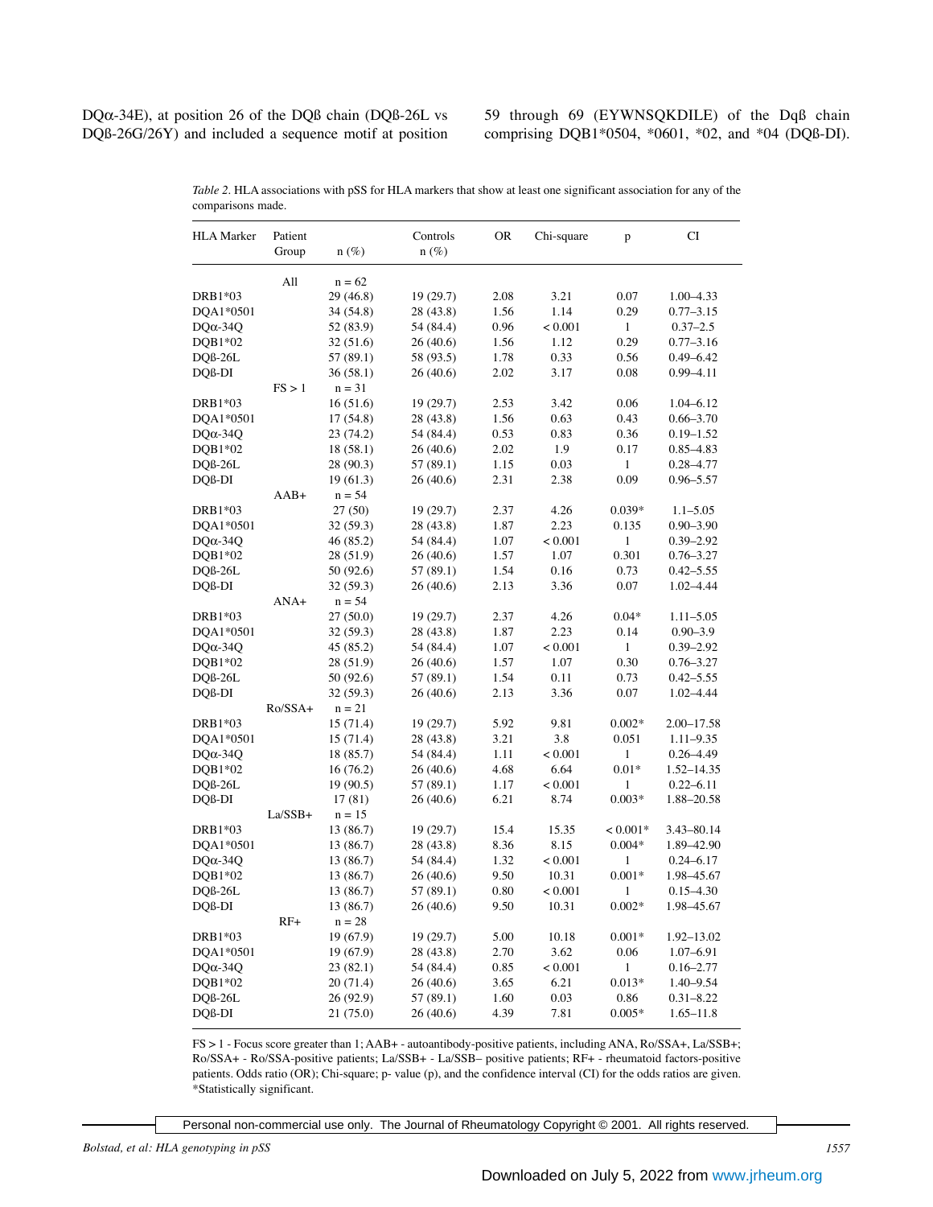DQα-34E), at position 26 of the DQß chain (DQß-26L vs DQß-26G/26Y) and included a sequence motif at position 59 through 69 (EYWNSQKDILE) of the Dqß chain comprising DQB1*0504, *0601, *02, and *04 (DQß-DI).

*Table 2.* HLA associations with pSS for HLA markers that show at least one significant association for any of the comparisons made.

| HLA Marker | Patient Group | n (%) | Controls n (%) | OR | Chi-square | p | CI |
|---|---|---|---|---|---|---|---|
| | All | n = 62 | | | | | |
| DRB1*03 | | 29 (46.8) | 19 (29.7) | 2.08 | 3.21 | 0.07 | 1.00–4.33 |
| DQA1*0501 | | 34 (54.8) | 28 (43.8) | 1.56 | 1.14 | 0.29 | 0.77–3.15 |
| DQα-34Q | | 52 (83.9) | 54 (84.4) | 0.96 | < 0.001 | 1 | 0.37–2.5 |
| DQB1*02 | | 32 (51.6) | 26 (40.6) | 1.56 | 1.12 | 0.29 | 0.77–3.16 |
| DQß-26L | | 57 (89.1) | 58 (93.5) | 1.78 | 0.33 | 0.56 | 0.49–6.42 |
| DQß-DI | | 36 (58.1) | 26 (40.6) | 2.02 | 3.17 | 0.08 | 0.99–4.11 |
| | FS > 1 | n = 31 | | | | | |
| DRB1*03 | | 16 (51.6) | 19 (29.7) | 2.53 | 3.42 | 0.06 | 1.04–6.12 |
| DQA1*0501 | | 17 (54.8) | 28 (43.8) | 1.56 | 0.63 | 0.43 | 0.66–3.70 |
| DQα-34Q | | 23 (74.2) | 54 (84.4) | 0.53 | 0.83 | 0.36 | 0.19–1.52 |
| DQB1*02 | | 18 (58.1) | 26 (40.6) | 2.02 | 1.9 | 0.17 | 0.85–4.83 |
| DQß-26L | | 28 (90.3) | 57 (89.1) | 1.15 | 0.03 | 1 | 0.28–4.77 |
| DQß-DI | | 19 (61.3) | 26 (40.6) | 2.31 | 2.38 | 0.09 | 0.96–5.57 |
| | AAB+ | n = 54 | | | | | |
| DRB1*03 | | 27 (50) | 19 (29.7) | 2.37 | 4.26 | 0.039* | 1.1–5.05 |
| DQA1*0501 | | 32 (59.3) | 28 (43.8) | 1.87 | 2.23 | 0.135 | 0.90–3.90 |
| DQα-34Q | | 46 (85.2) | 54 (84.4) | 1.07 | < 0.001 | 1 | 0.39–2.92 |
| DQB1*02 | | 28 (51.9) | 26 (40.6) | 1.57 | 1.07 | 0.301 | 0.76–3.27 |
| DQß-26L | | 50 (92.6) | 57 (89.1) | 1.54 | 0.16 | 0.73 | 0.42–5.55 |
| DQß-DI | | 32 (59.3) | 26 (40.6) | 2.13 | 3.36 | 0.07 | 1.02–4.44 |
| | ANA+ | n = 54 | | | | | |
| DRB1*03 | | 27 (50.0) | 19 (29.7) | 2.37 | 4.26 | 0.04* | 1.11–5.05 |
| DQA1*0501 | | 32 (59.3) | 28 (43.8) | 1.87 | 2.23 | 0.14 | 0.90–3.9 |
| DQα-34Q | | 45 (85.2) | 54 (84.4) | 1.07 | < 0.001 | 1 | 0.39–2.92 |
| DQB1*02 | | 28 (51.9) | 26 (40.6) | 1.57 | 1.07 | 0.30 | 0.76–3.27 |
| DQß-26L | | 50 (92.6) | 57 (89.1) | 1.54 | 0.11 | 0.73 | 0.42–5.55 |
| DQß-DI | | 32 (59.3) | 26 (40.6) | 2.13 | 3.36 | 0.07 | 1.02–4.44 |
| | Ro/SSA+ | n = 21 | | | | | |
| DRB1*03 | | 15 (71.4) | 19 (29.7) | 5.92 | 9.81 | 0.002* | 2.00–17.58 |
| DQA1*0501 | | 15 (71.4) | 28 (43.8) | 3.21 | 3.8 | 0.051 | 1.11–9.35 |
| DQα-34Q | | 18 (85.7) | 54 (84.4) | 1.11 | < 0.001 | 1 | 0.26–4.49 |
| DQB1*02 | | 16 (76.2) | 26 (40.6) | 4.68 | 6.64 | 0.01* | 1.52–14.35 |
| DQß-26L | | 19 (90.5) | 57 (89.1) | 1.17 | < 0.001 | 1 | 0.22–6.11 |
| DQß-DI | | 17 (81) | 26 (40.6) | 6.21 | 8.74 | 0.003* | 1.88–20.58 |
| | La/SSB+ | n = 15 | | | | | |
| DRB1*03 | | 13 (86.7) | 19 (29.7) | 15.4 | 15.35 | < 0.001* | 3.43–80.14 |
| DQA1*0501 | | 13 (86.7) | 28 (43.8) | 8.36 | 8.15 | 0.004* | 1.89–42.90 |
| DQα-34Q | | 13 (86.7) | 54 (84.4) | 1.32 | < 0.001 | 1 | 0.24–6.17 |
| DQB1*02 | | 13 (86.7) | 26 (40.6) | 9.50 | 10.31 | 0.001* | 1.98–45.67 |
| DQß-26L | | 13 (86.7) | 57 (89.1) | 0.80 | < 0.001 | 1 | 0.15–4.30 |
| DQß-DI | | 13 (86.7) | 26 (40.6) | 9.50 | 10.31 | 0.002* | 1.98–45.67 |
| | RF+ | n = 28 | | | | | |
| DRB1*03 | | 19 (67.9) | 19 (29.7) | 5.00 | 10.18 | 0.001* | 1.92–13.02 |
| DQA1*0501 | | 19 (67.9) | 28 (43.8) | 2.70 | 3.62 | 0.06 | 1.07–6.91 |
| DQα-34Q | | 23 (82.1) | 54 (84.4) | 0.85 | < 0.001 | 1 | 0.16–2.77 |
| DQB1*02 | | 20 (71.4) | 26 (40.6) | 3.65 | 6.21 | 0.013* | 1.40–9.54 |
| DQß-26L | | 26 (92.9) | 57 (89.1) | 1.60 | 0.03 | 0.86 | 0.31–8.22 |
| DQß-DI | | 21 (75.0) | 26 (40.6) | 4.39 | 7.81 | 0.005* | 1.65–11.8 |

FS > 1 - Focus score greater than 1; AAB+ - autoantibody-positive patients, including ANA, Ro/SSA+, La/SSB+; Ro/SSA+ - Ro/SSA-positive patients; La/SSB+ - La/SSB– positive patients; RF+ - rheumatoid factors-positive patients. Odds ratio (OR); Chi-square; p- value (p), and the confidence interval (CI) for the odds ratios are given. *Statistically significant.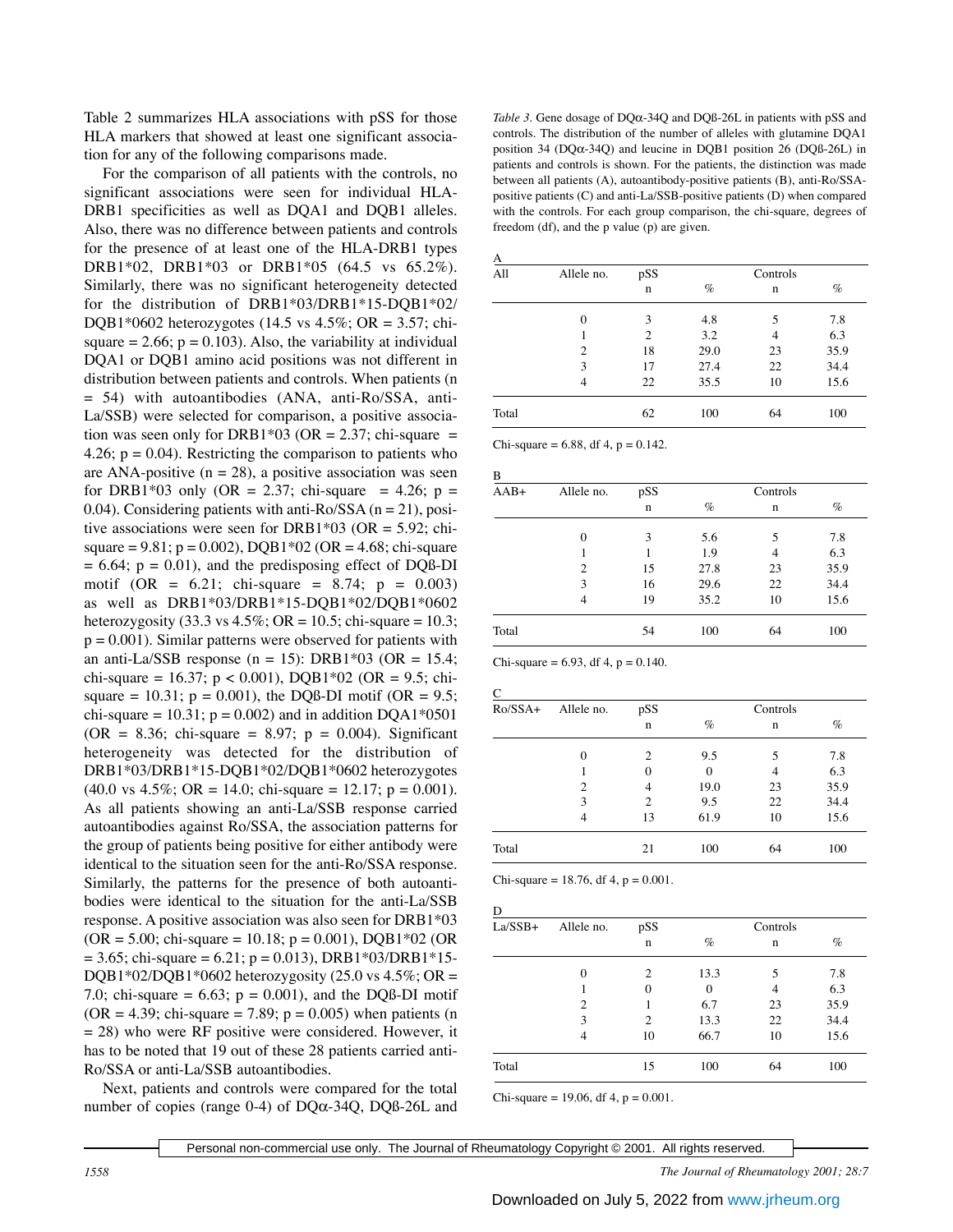Table 2 summarizes HLA associations with pSS for those HLA markers that showed at least one significant association for any of the following comparisons made.

For the comparison of all patients with the controls, no significant associations were seen for individual HLA-DRB1 specificities as well as DQA1 and DQB1 alleles. Also, there was no difference between patients and controls for the presence of at least one of the HLA-DRB1 types DRB1*02, DRB1*03 or DRB1*05 (64.5 vs 65.2%). Similarly, there was no significant heterogeneity detected for the distribution of DRB1*03/DRB1*15-DQB1*02/DQB1*0602 heterozygotes (14.5 vs 4.5%; OR = 3.57; chi-square = 2.66; p = 0.103). Also, the variability at individual DQA1 or DQB1 amino acid positions was not different in distribution between patients and controls. When patients (n = 54) with autoantibodies (ANA, anti-Ro/SSA, anti-La/SSB) were selected for comparison, a positive association was seen only for DRB1*03 (OR = 2.37; chi-square = 4.26; p = 0.04). Restricting the comparison to patients who are ANA-positive (n = 28), a positive association was seen for DRB1*03 only (OR = 2.37; chi-square = 4.26; p = 0.04). Considering patients with anti-Ro/SSA (n = 21), positive associations were seen for DRB1*03 (OR = 5.92; chi-square = 9.81; p = 0.002), DQB1*02 (OR = 4.68; chi-square = 6.64; p = 0.01), and the predisposing effect of DQß-DI motif (OR = 6.21; chi-square = 8.74; p = 0.003) as well as DRB1*03/DRB1*15-DQB1*02/DQB1*0602 heterozygosity (33.3 vs 4.5%; OR = 10.5; chi-square = 10.3; p = 0.001). Similar patterns were observed for patients with an anti-La/SSB response (n = 15): DRB1*03 (OR = 15.4; chi-square = 16.37; p < 0.001), DQB1*02 (OR = 9.5; chi-square = 10.31; p = 0.001), the DQß-DI motif (OR = 9.5; chi-square = 10.31; p = 0.002) and in addition DQA1*0501 (OR = 8.36; chi-square = 8.97; p = 0.004). Significant heterogeneity was detected for the distribution of DRB1*03/DRB1*15-DQB1*02/DQB1*0602 heterozygotes (40.0 vs 4.5%; OR = 14.0; chi-square = 12.17; p = 0.001). As all patients showing an anti-La/SSB response carried autoantibodies against Ro/SSA, the association patterns for the group of patients being positive for either antibody were identical to the situation seen for the anti-Ro/SSA response. Similarly, the patterns for the presence of both autoantibodies were identical to the situation for the anti-La/SSB response. A positive association was also seen for DRB1*03 (OR = 5.00; chi-square = 10.18; p = 0.001), DQB1*02 (OR = 3.65; chi-square = 6.21; p = 0.013), DRB1*03/DRB1*15-DQB1*02/DQB1*0602 heterozygosity (25.0 vs 4.5%; OR = 7.0; chi-square = 6.63; p = 0.001), and the DQß-DI motif (OR = 4.39; chi-square = 7.89; p = 0.005) when patients (n = 28) who were RF positive were considered. However, it has to be noted that 19 out of these 28 patients carried anti-Ro/SSA or anti-La/SSB autoantibodies.

Next, patients and controls were compared for the total number of copies (range 0-4) of DQα-34Q, DQß-26L and

*Table 3.* Gene dosage of DQα-34Q and DQß-26L in patients with pSS and controls. The distribution of the number of alleles with glutamine DQA1 position 34 (DQα-34Q) and leucine in DQB1 position 26 (DQß-26L) in patients and controls is shown. For the patients, the distinction was made between all patients (A), autoantibody-positive patients (B), anti-Ro/SSA-positive patients (C) and anti-La/SSB-positive patients (D) when compared with the controls. For each group comparison, the chi-square, degrees of freedom (df), and the p value (p) are given.

A

| All | Allele no. | pSS n | pSS % | Controls n | Controls % |
|---|---|---|---|---|---|
| | 0 | 3 | 4.8 | 5 | 7.8 |
| | 1 | 2 | 3.2 | 4 | 6.3 |
| | 2 | 18 | 29.0 | 23 | 35.9 |
| | 3 | 17 | 27.4 | 22 | 34.4 |
| | 4 | 22 | 35.5 | 10 | 15.6 |
| Total | | 62 | 100 | 64 | 100 |

Chi-square = 6.88, df 4, p = 0.142.

B

| AAB+ | Allele no. | pSS n | pSS % | Controls n | Controls % |
|---|---|---|---|---|---|
| | 0 | 3 | 5.6 | 5 | 7.8 |
| | 1 | 1 | 1.9 | 4 | 6.3 |
| | 2 | 15 | 27.8 | 23 | 35.9 |
| | 3 | 16 | 29.6 | 22 | 34.4 |
| | 4 | 19 | 35.2 | 10 | 15.6 |
| Total | | 54 | 100 | 64 | 100 |

Chi-square = 6.93, df 4, p = 0.140.

C

| Ro/SSA+ | Allele no. | pSS n | pSS % | Controls n | Controls % |
|---|---|---|---|---|---|
| | 0 | 2 | 9.5 | 5 | 7.8 |
| | 1 | 0 | 0 | 4 | 6.3 |
| | 2 | 4 | 19.0 | 23 | 35.9 |
| | 3 | 2 | 9.5 | 22 | 34.4 |
| | 4 | 13 | 61.9 | 10 | 15.6 |
| Total | | 21 | 100 | 64 | 100 |

Chi-square = 18.76, df 4, p = 0.001.

D

| La/SSB+ | Allele no. | pSS n | pSS % | Controls n | Controls % |
|---|---|---|---|---|---|
| | 0 | 2 | 13.3 | 5 | 7.8 |
| | 1 | 0 | 0 | 4 | 6.3 |
| | 2 | 1 | 6.7 | 23 | 35.9 |
| | 3 | 2 | 13.3 | 22 | 34.4 |
| | 4 | 10 | 66.7 | 10 | 15.6 |
| Total | | 15 | 100 | 64 | 100 |

Chi-square = 19.06, df 4, p = 0.001.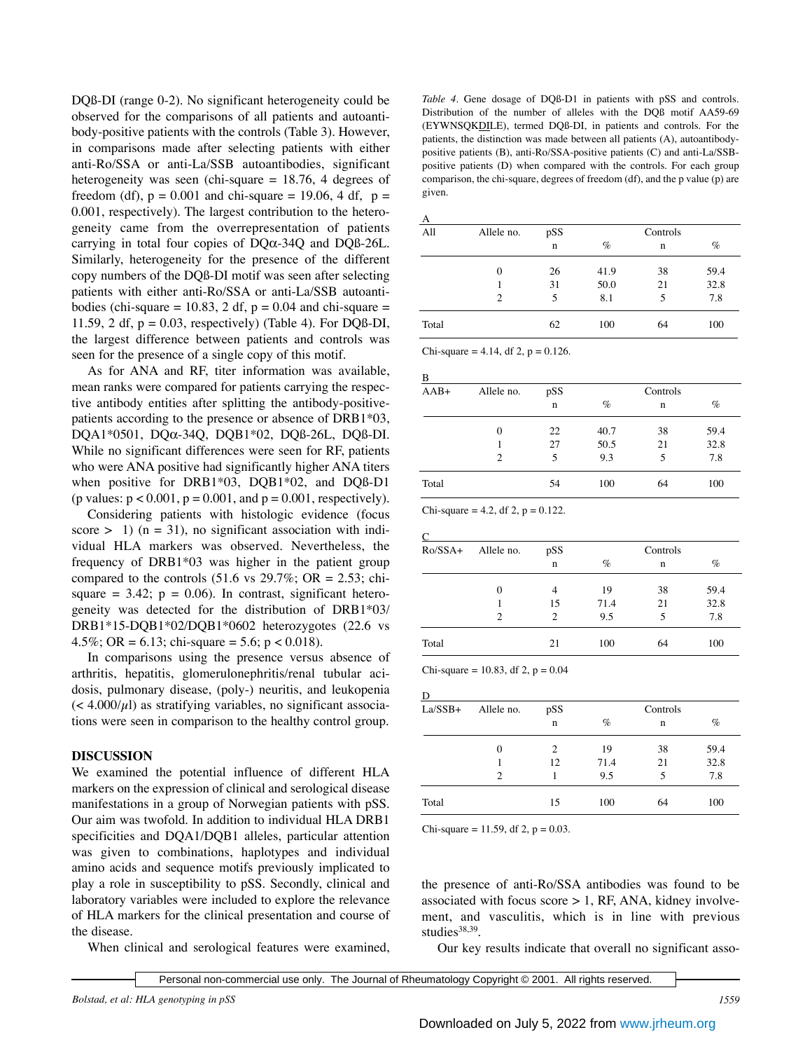DQß-DI (range 0-2). No significant heterogeneity could be observed for the comparisons of all patients and autoantibody-positive patients with the controls (Table 3). However, in comparisons made after selecting patients with either anti-Ro/SSA or anti-La/SSB autoantibodies, significant heterogeneity was seen (chi-square = 18.76, 4 degrees of freedom (df), p = 0.001 and chi-square = 19.06, 4 df, p = 0.001, respectively). The largest contribution to the heterogeneity came from the overrepresentation of patients carrying in total four copies of DQα-34Q and DQß-26L. Similarly, heterogeneity for the presence of the different copy numbers of the DQß-DI motif was seen after selecting patients with either anti-Ro/SSA or anti-La/SSB autoantibodies (chi-square = 10.83, 2 df, p = 0.04 and chi-square = 11.59, 2 df, p = 0.03, respectively) (Table 4). For DQß-DI, the largest difference between patients and controls was seen for the presence of a single copy of this motif.

As for ANA and RF, titer information was available, mean ranks were compared for patients carrying the respective antibody entities after splitting the antibody-positive-patients according to the presence or absence of DRB1*03, DQA1*0501, DQα-34Q, DQB1*02, DQß-26L, DQß-DI. While no significant differences were seen for RF, patients who were ANA positive had significantly higher ANA titers when positive for DRB1*03, DQB1*02, and DQß-D1 (p values: p < 0.001, p = 0.001, and p = 0.001, respectively).

Considering patients with histologic evidence (focus score > 1) (n = 31), no significant association with individual HLA markers was observed. Nevertheless, the frequency of DRB1*03 was higher in the patient group compared to the controls (51.6 vs 29.7%; OR = 2.53; chi-square = 3.42; p = 0.06). In contrast, significant heterogeneity was detected for the distribution of DRB1*03/DRB1*15-DQB1*02/DQB1*0602 heterozygotes (22.6 vs 4.5%; OR = 6.13; chi-square = 5.6; p < 0.018).

In comparisons using the presence versus absence of arthritis, hepatitis, glomerulonephritis/renal tubular acidosis, pulmonary disease, (poly-) neuritis, and leukopenia (< 4.000/μl) as stratifying variables, no significant associations were seen in comparison to the healthy control group.

## DISCUSSION

We examined the potential influence of different HLA markers on the expression of clinical and serological disease manifestations in a group of Norwegian patients with pSS. Our aim was twofold. In addition to individual HLA DRB1 specificities and DQA1/DQB1 alleles, particular attention was given to combinations, haplotypes and individual amino acids and sequence motifs previously implicated to play a role in susceptibility to pSS. Secondly, clinical and laboratory variables were included to explore the relevance of HLA markers for the clinical presentation and course of the disease.

When clinical and serological features were examined, the presence of anti-Ro/SSA antibodies was found to be associated with focus score > 1, RF, ANA, kidney involvement, and vasculitis, which is in line with previous studies[38,39].

Our key results indicate that overall no significant asso-

*Table 4.* Gene dosage of DQß-D1 in patients with pSS and controls. Distribution of the number of alleles with the DQß motif AA59-69 (EYWNSQKDILE), termed DQß-DI, in patients and controls. For the patients, the distinction was made between all patients (A), autoantibody-positive patients (B), anti-Ro/SSA-positive patients (C) and anti-La/SSB-positive patients (D) when compared with the controls. For each group comparison, the chi-square, degrees of freedom (df), and the p value (p) are given.

A

| All | Allele no. | pSS n | pSS % | Controls n | Controls % |
|---|---|---|---|---|---|
| | 0 | 26 | 41.9 | 38 | 59.4 |
| | 1 | 31 | 50.0 | 21 | 32.8 |
| | 2 | 5 | 8.1 | 5 | 7.8 |
| Total | | 62 | 100 | 64 | 100 |

Chi-square = 4.14, df 2, p = 0.126.

B

| AAB+ | Allele no. | pSS n | pSS % | Controls n | Controls % |
|---|---|---|---|---|---|
| | 0 | 22 | 40.7 | 38 | 59.4 |
| | 1 | 27 | 50.5 | 21 | 32.8 |
| | 2 | 5 | 9.3 | 5 | 7.8 |
| Total | | 54 | 100 | 64 | 100 |

Chi-square = 4.2, df 2, p = 0.122.

C

| Ro/SSA+ | Allele no. | pSS n | pSS % | Controls n | Controls % |
|---|---|---|---|---|---|
| | 0 | 4 | 19 | 38 | 59.4 |
| | 1 | 15 | 71.4 | 21 | 32.8 |
| | 2 | 2 | 9.5 | 5 | 7.8 |
| Total | | 21 | 100 | 64 | 100 |

Chi-square = 10.83, df 2, p = 0.04

D

| La/SSB+ | Allele no. | pSS n | pSS % | Controls n | Controls % |
|---|---|---|---|---|---|
| | 0 | 2 | 19 | 38 | 59.4 |
| | 1 | 12 | 71.4 | 21 | 32.8 |
| | 2 | 1 | 9.5 | 5 | 7.8 |
| Total | | 15 | 100 | 64 | 100 |

Chi-square = 11.59, df 2, p = 0.03.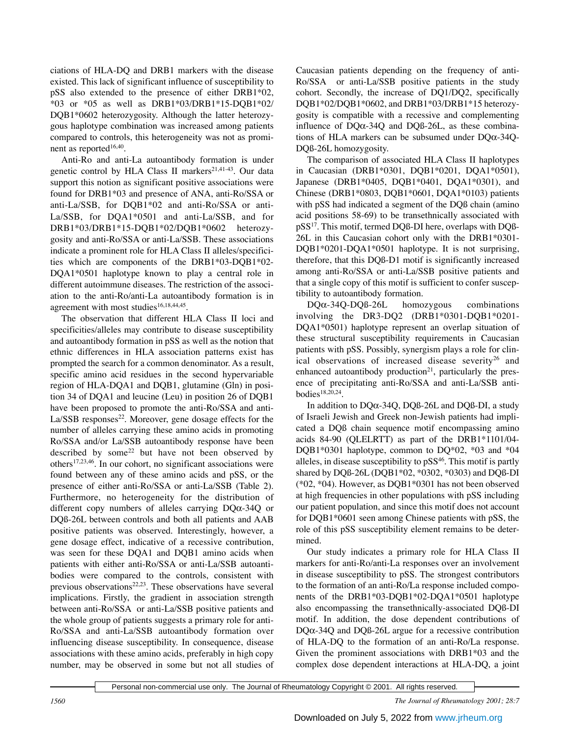ciations of HLA-DQ and DRB1 markers with the disease existed. This lack of significant influence of susceptibility to pSS also extended to the presence of either DRB1*02, *03 or *05 as well as DRB1*03/DRB1*15-DQB1*02/DQB1*0602 heterozygosity. Although the latter heterozygous haplotype combination was increased among patients compared to controls, this heterogeneity was not as prominent as reported[16,40].

Anti-Ro and anti-La autoantibody formation is under genetic control by HLA Class II markers[21,41-43]. Our data support this notion as significant positive associations were found for DRB1*03 and presence of ANA, anti-Ro/SSA or anti-La/SSB, for DQB1*02 and anti-Ro/SSA or anti-La/SSB, for DQA1*0501 and anti-La/SSB, and for DRB1*03/DRB1*15-DQB1*02/DQB1*0602 heterozygosity and anti-Ro/SSA or anti-La/SSB. These associations indicate a prominent role for HLA Class II alleles/specificities which are components of the DRB1*03-DQB1*02-DQA1*0501 haplotype known to play a central role in different autoimmune diseases. The restriction of the association to the anti-Ro/anti-La autoantibody formation is in agreement with most studies[16,18,44,45].

The observation that different HLA Class II loci and specificities/alleles may contribute to disease susceptibility and autoantibody formation in pSS as well as the notion that ethnic differences in HLA association patterns exist has prompted the search for a common denominator. As a result, specific amino acid residues in the second hypervariable region of HLA-DQA1 and DQB1, glutamine (Gln) in position 34 of DQA1 and leucine (Leu) in position 26 of DQB1 have been proposed to promote the anti-Ro/SSA and anti-La/SSB responses[22]. Moreover, gene dosage effects for the number of alleles carrying these amino acids in promoting Ro/SSA and/or La/SSB autoantibody response have been described by some[22] but have not been observed by others[17,23,46]. In our cohort, no significant associations were found between any of these amino acids and pSS, or the presence of either anti-Ro/SSA or anti-La/SSB (Table 2). Furthermore, no heterogeneity for the distribution of different copy numbers of alleles carrying DQα-34Q or DQß-26L between controls and both all patients and AAB positive patients was observed. Interestingly, however, a gene dosage effect, indicative of a recessive contribution, was seen for these DQA1 and DQB1 amino acids when patients with either anti-Ro/SSA or anti-La/SSB autoantibodies were compared to the controls, consistent with previous observations[22,23]. These observations have several implications. Firstly, the gradient in association strength between anti-Ro/SSA or anti-La/SSB positive patients and the whole group of patients suggests a primary role for anti-Ro/SSA and anti-La/SSB autoantibody formation over influencing disease susceptibility. In consequence, disease associations with these amino acids, preferably in high copy number, may be observed in some but not all studies of Caucasian patients depending on the frequency of anti-Ro/SSA or anti-La/SSB positive patients in the study cohort. Secondly, the increase of DQ1/DQ2, specifically DQB1*02/DQB1*0602, and DRB1*03/DRB1*15 heterozygosity is compatible with a recessive and complementing influence of DQα-34Q and DQß-26L, as these combinations of HLA markers can be subsumed under DQα-34Q-DQß-26L homozygosity.

The comparison of associated HLA Class II haplotypes in Caucasian (DRB1*0301, DQB1*0201, DQA1*0501), Japanese (DRB1*0405, DQB1*0401, DQA1*0301), and Chinese (DRB1*0803, DQB1*0601, DQA1*0103) patients with pSS had indicated a segment of the DQß chain (amino acid positions 58-69) to be transethnically associated with pSS[17]. This motif, termed DQß-DI here, overlaps with DQß-26L in this Caucasian cohort only with the DRB1*0301-DQB1*0201-DQA1*0501 haplotype. It is not surprising, therefore, that this DQß-D1 motif is significantly increased among anti-Ro/SSA or anti-La/SSB positive patients and that a single copy of this motif is sufficient to confer susceptibility to autoantibody formation.

DQα-34Q-DQß-26L homozygous combinations involving the DR3-DQ2 (DRB1*0301-DQB1*0201-DQA1*0501) haplotype represent an overlap situation of these structural susceptibility requirements in Caucasian patients with pSS. Possibly, synergism plays a role for clinical observations of increased disease severity[26] and enhanced autoantibody production[21], particularly the presence of precipitating anti-Ro/SSA and anti-La/SSB antibodies[18,20,24].

In addition to DQα-34Q, DQß-26L and DQß-DI, a study of Israeli Jewish and Greek non-Jewish patients had implicated a DQß chain sequence motif encompassing amino acids 84-90 (QLELRTT) as part of the DRB1*1101/04-DQB1*0301 haplotype, common to DQ*02, *03 and *04 alleles, in disease susceptibility to pSS[46]. This motif is partly shared by DQß-26L (DQB1*02, *0302, *0303) and DQß-DI (*02, *04). However, as DQB1*0301 has not been observed at high frequencies in other populations with pSS including our patient population, and since this motif does not account for DQB1*0601 seen among Chinese patients with pSS, the role of this pSS susceptibility element remains to be determined.

Our study indicates a primary role for HLA Class II markers for anti-Ro/anti-La responses over an involvement in disease susceptibility to pSS. The strongest contributors to the formation of an anti-Ro/La response included components of the DRB1*03-DQB1*02-DQA1*0501 haplotype also encompassing the transethnically-associated DQß-DI motif. In addition, the dose dependent contributions of DQα-34Q and DQß-26L argue for a recessive contribution of HLA-DQ to the formation of an anti-Ro/La response. Given the prominent associations with DRB1*03 and the complex dose dependent interactions at HLA-DQ, a joint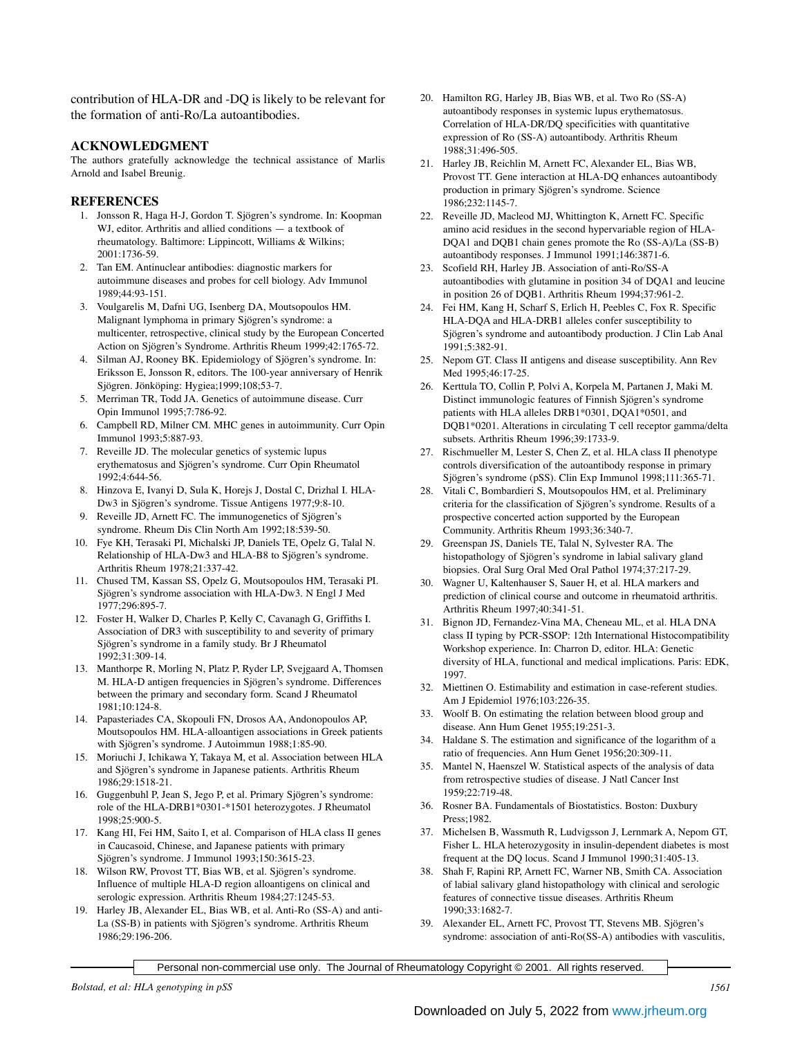contribution of HLA-DR and -DQ is likely to be relevant for the formation of anti-Ro/La autoantibodies.

## ACKNOWLEDGMENT

The authors gratefully acknowledge the technical assistance of Marlis Arnold and Isabel Breunig.

## REFERENCES

1. Jonsson R, Haga H-J, Gordon T. Sjögren's syndrome. In: Koopman WJ, editor. Arthritis and allied conditions — a textbook of rheumatology. Baltimore: Lippincott, Williams & Wilkins; 2001:1736-59.
2. Tan EM. Antinuclear antibodies: diagnostic markers for autoimmune diseases and probes for cell biology. Adv Immunol 1989;44:93-151.
3. Voulgarelis M, Dafni UG, Isenberg DA, Moutsopoulos HM. Malignant lymphoma in primary Sjögren's syndrome: a multicenter, retrospective, clinical study by the European Concerted Action on Sjögren's Syndrome. Arthritis Rheum 1999;42:1765-72.
4. Silman AJ, Rooney BK. Epidemiology of Sjögren's syndrome. In: Eriksson E, Jonsson R, editors. The 100-year anniversary of Henrik Sjögren. Jönköping: Hygiea;1999;108;53-7.
5. Merriman TR, Todd JA. Genetics of autoimmune disease. Curr Opin Immunol 1995;7:786-92.
6. Campbell RD, Milner CM. MHC genes in autoimmunity. Curr Opin Immunol 1993;5:887-93.
7. Reveille JD. The molecular genetics of systemic lupus erythematosus and Sjögren's syndrome. Curr Opin Rheumatol 1992;4:644-56.
8. Hinzova E, Ivanyi D, Sula K, Horejs J, Dostal C, Drizhal I. HLA-Dw3 in Sjögren's syndrome. Tissue Antigens 1977;9:8-10.
9. Reveille JD, Arnett FC. The immunogenetics of Sjögren's syndrome. Rheum Dis Clin North Am 1992;18:539-50.
10. Fye KH, Terasaki PI, Michalski JP, Daniels TE, Opelz G, Talal N. Relationship of HLA-Dw3 and HLA-B8 to Sjögren's syndrome. Arthritis Rheum 1978;21:337-42.
11. Chused TM, Kassan SS, Opelz G, Moutsopoulos HM, Terasaki PI. Sjögren's syndrome association with HLA-Dw3. N Engl J Med 1977;296:895-7.
12. Foster H, Walker D, Charles P, Kelly C, Cavanagh G, Griffiths I. Association of DR3 with susceptibility to and severity of primary Sjögren's syndrome in a family study. Br J Rheumatol 1992;31:309-14.
13. Manthorpe R, Morling N, Platz P, Ryder LP, Svejgaard A, Thomsen M. HLA-D antigen frequencies in Sjögren's syndrome. Differences between the primary and secondary form. Scand J Rheumatol 1981;10:124-8.
14. Papasteriades CA, Skopouli FN, Drosos AA, Andonopoulos AP, Moutsopoulos HM. HLA-alloantigen associations in Greek patients with Sjögren's syndrome. J Autoimmun 1988;1:85-90.
15. Moriuchi J, Ichikawa Y, Takaya M, et al. Association between HLA and Sjögren's syndrome in Japanese patients. Arthritis Rheum 1986;29:1518-21.
16. Guggenbuhl P, Jean S, Jego P, et al. Primary Sjögren's syndrome: role of the HLA-DRB1*0301-*1501 heterozygotes. J Rheumatol 1998;25:900-5.
17. Kang HI, Fei HM, Saito I, et al. Comparison of HLA class II genes in Caucasoid, Chinese, and Japanese patients with primary Sjögren's syndrome. J Immunol 1993;150:3615-23.
18. Wilson RW, Provost TT, Bias WB, et al. Sjögren's syndrome. Influence of multiple HLA-D region alloantigens on clinical and serologic expression. Arthritis Rheum 1984;27:1245-53.
19. Harley JB, Alexander EL, Bias WB, et al. Anti-Ro (SS-A) and anti-La (SS-B) in patients with Sjögren's syndrome. Arthritis Rheum 1986;29:196-206.
20. Hamilton RG, Harley JB, Bias WB, et al. Two Ro (SS-A) autoantibody responses in systemic lupus erythematosus. Correlation of HLA-DR/DQ specificities with quantitative expression of Ro (SS-A) autoantibody. Arthritis Rheum 1988;31:496-505.
21. Harley JB, Reichlin M, Arnett FC, Alexander EL, Bias WB, Provost TT. Gene interaction at HLA-DQ enhances autoantibody production in primary Sjögren's syndrome. Science 1986;232:1145-7.
22. Reveille JD, Macleod MJ, Whittington K, Arnett FC. Specific amino acid residues in the second hypervariable region of HLA-DQA1 and DQB1 chain genes promote the Ro (SS-A)/La (SS-B) autoantibody responses. J Immunol 1991;146:3871-6.
23. Scofield RH, Harley JB. Association of anti-Ro/SS-A autoantibodies with glutamine in position 34 of DQA1 and leucine in position 26 of DQB1. Arthritis Rheum 1994;37:961-2.
24. Fei HM, Kang H, Scharf S, Erlich H, Peebles C, Fox R. Specific HLA-DQA and HLA-DRB1 alleles confer susceptibility to Sjögren's syndrome and autoantibody production. J Clin Lab Anal 1991;5:382-91.
25. Nepom GT. Class II antigens and disease susceptibility. Ann Rev Med 1995;46:17-25.
26. Kerttula TO, Collin P, Polvi A, Korpela M, Partanen J, Maki M. Distinct immunologic features of Finnish Sjögren's syndrome patients with HLA alleles DRB1*0301, DQA1*0501, and DQB1*0201. Alterations in circulating T cell receptor gamma/delta subsets. Arthritis Rheum 1996;39:1733-9.
27. Rischmueller M, Lester S, Chen Z, et al. HLA class II phenotype controls diversification of the autoantibody response in primary Sjögren's syndrome (pSS). Clin Exp Immunol 1998;111:365-71.
28. Vitali C, Bombardieri S, Moutsopoulos HM, et al. Preliminary criteria for the classification of Sjögren's syndrome. Results of a prospective concerted action supported by the European Community. Arthritis Rheum 1993;36:340-7.
29. Greenspan JS, Daniels TE, Talal N, Sylvester RA. The histopathology of Sjögren's syndrome in labial salivary gland biopsies. Oral Surg Oral Med Oral Pathol 1974;37:217-29.
30. Wagner U, Kaltenhauser S, Sauer H, et al. HLA markers and prediction of clinical course and outcome in rheumatoid arthritis. Arthritis Rheum 1997;40:341-51.
31. Bignon JD, Fernandez-Vina MA, Cheneau ML, et al. HLA DNA class II typing by PCR-SSOP: 12th International Histocompatibility Workshop experience. In: Charron D, editor. HLA: Genetic diversity of HLA, functional and medical implications. Paris: EDK, 1997.
32. Miettinen O. Estimability and estimation in case-referent studies. Am J Epidemiol 1976;103:226-35.
33. Woolf B. On estimating the relation between blood group and disease. Ann Hum Genet 1955;19:251-3.
34. Haldane S. The estimation and significance of the logarithm of a ratio of frequencies. Ann Hum Genet 1956;20:309-11.
35. Mantel N, Haenszel W. Statistical aspects of the analysis of data from retrospective studies of disease. J Natl Cancer Inst 1959;22:719-48.
36. Rosner BA. Fundamentals of Biostatistics. Boston: Duxbury Press;1982.
37. Michelsen B, Wassmuth R, Ludvigsson J, Lernmark A, Nepom GT, Fisher L. HLA heterozygosity in insulin-dependent diabetes is most frequent at the DQ locus. Scand J Immunol 1990;31:405-13.
38. Shah F, Rapini RP, Arnett FC, Warner NB, Smith CA. Association of labial salivary gland histopathology with clinical and serologic features of connective tissue diseases. Arthritis Rheum 1990;33:1682-7.
39. Alexander EL, Arnett FC, Provost TT, Stevens MB. Sjögren's syndrome: association of anti-Ro(SS-A) antibodies with vasculitis,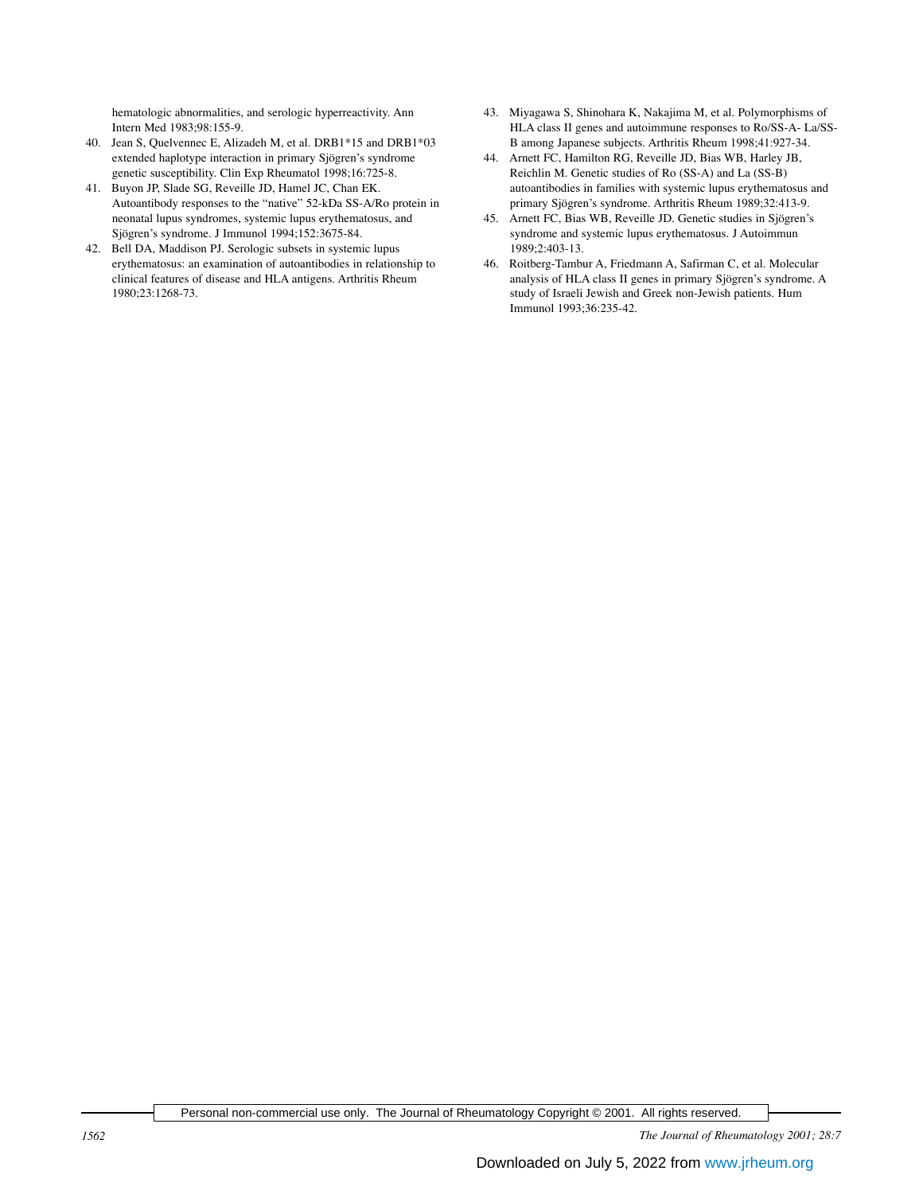hematologic abnormalities, and serologic hyperreactivity. Ann Intern Med 1983;98:155-9.

40. Jean S, Quelvennec E, Alizadeh M, et al. DRB1*15 and DRB1*03 extended haplotype interaction in primary Sjögren's syndrome genetic susceptibility. Clin Exp Rheumatol 1998;16:725-8.
41. Buyon JP, Slade SG, Reveille JD, Hamel JC, Chan EK. Autoantibody responses to the "native" 52-kDa SS-A/Ro protein in neonatal lupus syndromes, systemic lupus erythematosus, and Sjögren's syndrome. J Immunol 1994;152:3675-84.
42. Bell DA, Maddison PJ. Serologic subsets in systemic lupus erythematosus: an examination of autoantibodies in relationship to clinical features of disease and HLA antigens. Arthritis Rheum 1980;23:1268-73.
43. Miyagawa S, Shinohara K, Nakajima M, et al. Polymorphisms of HLA class II genes and autoimmune responses to Ro/SS-A- La/SS-B among Japanese subjects. Arthritis Rheum 1998;41:927-34.
44. Arnett FC, Hamilton RG, Reveille JD, Bias WB, Harley JB, Reichlin M. Genetic studies of Ro (SS-A) and La (SS-B) autoantibodies in families with systemic lupus erythematosus and primary Sjögren's syndrome. Arthritis Rheum 1989;32:413-9.
45. Arnett FC, Bias WB, Reveille JD. Genetic studies in Sjögren's syndrome and systemic lupus erythematosus. J Autoimmun 1989;2:403-13.
46. Roitberg-Tambur A, Friedmann A, Safirman C, et al. Molecular analysis of HLA class II genes in primary Sjögren's syndrome. A study of Israeli Jewish and Greek non-Jewish patients. Hum Immunol 1993;36:235-42.